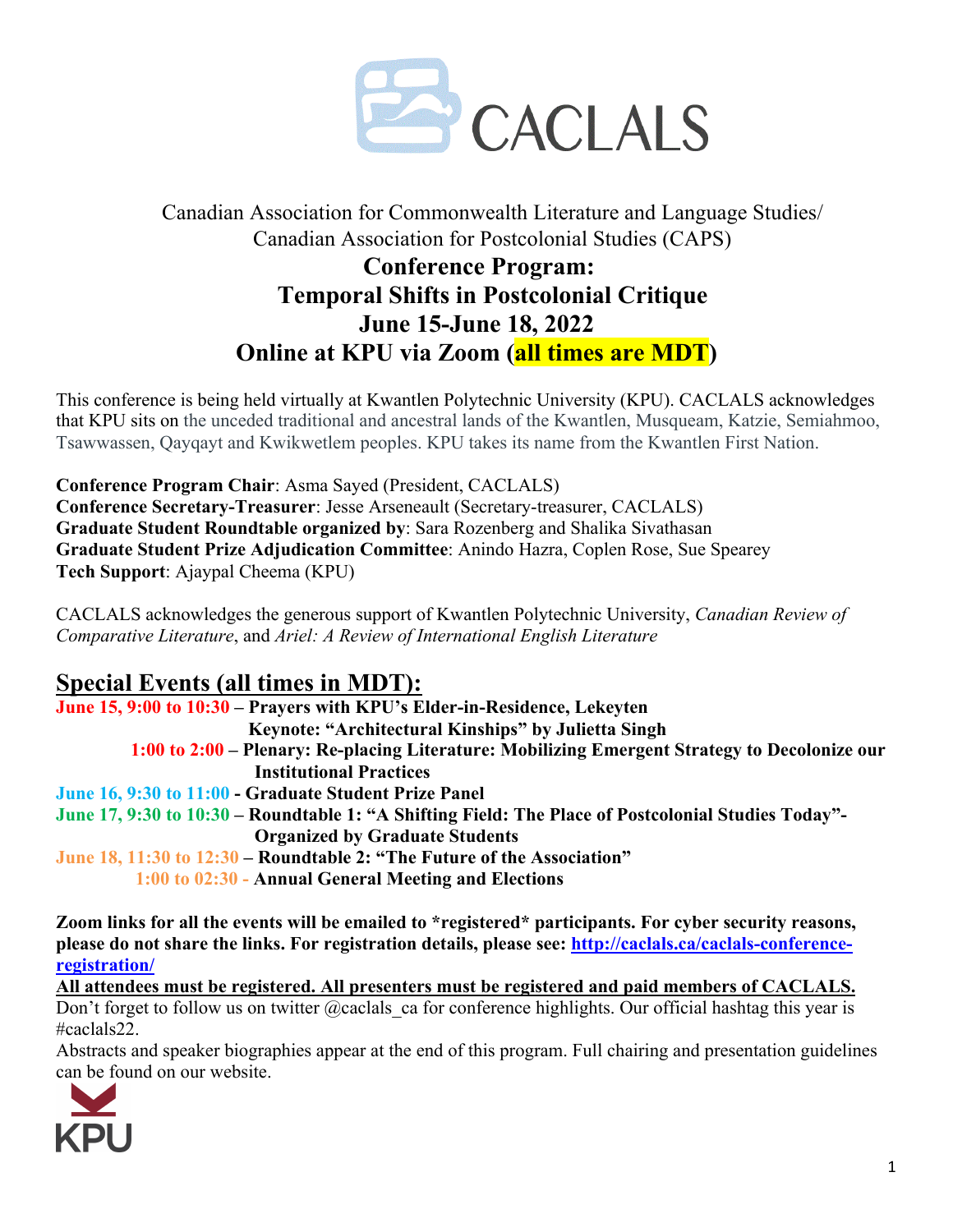CACLALS

Canadian Association for Commonwealth Literature and Language Studies/
Canadian Association for Postcolonial Studies (CAPS)

# Conference Program: Temporal Shifts in Postcolonial Critique
## June 15-June 18, 2022
## Online at KPU via Zoom (all times are MDT)

This conference is being held virtually at Kwantlen Polytechnic University (KPU). CACLALS acknowledges that KPU sits on the unceded traditional and ancestral lands of the Kwantlen, Musqueam, Katzie, Semiahmoo, Tsawwassen, Qayqayt and Kwikwetlem peoples. KPU takes its name from the Kwantlen First Nation.

**Conference Program Chair**: Asma Sayed (President, CACLALS)
**Conference Secretary-Treasurer**: Jesse Arseneault (Secretary-treasurer, CACLALS)
**Graduate Student Roundtable organized by**: Sara Rozenberg and Shalika Sivathasan
**Graduate Student Prize Adjudication Committee**: Anindo Hazra, Coplen Rose, Sue Spearey
**Tech Support**: Ajaypal Cheema (KPU)

CACLALS acknowledges the generous support of Kwantlen Polytechnic University, *Canadian Review of Comparative Literature*, and *Ariel: A Review of International English Literature*

## Special Events (all times in MDT):

**June 15, 9:00 to 10:30 – Prayers with KPU's Elder-in-Residence, Lekeyten**
**Keynote: "Architectural Kinships" by Julietta Singh**
**1:00 to 2:00 – Plenary: Re-placing Literature: Mobilizing Emergent Strategy to Decolonize our Institutional Practices**
**June 16, 9:30 to 11:00 - Graduate Student Prize Panel**
**June 17, 9:30 to 10:30 – Roundtable 1: "A Shifting Field: The Place of Postcolonial Studies Today"- Organized by Graduate Students**
**June 18, 11:30 to 12:30 – Roundtable 2: "The Future of the Association"**
**1:00 to 02:30 - Annual General Meeting and Elections**

**Zoom links for all the events will be emailed to \*registered\* participants. For cyber security reasons, please do not share the links. For registration details, please see: [http://caclals.ca/caclals-conference-registration/](http://caclals.ca/caclals-conference-registration/)**
**All attendees must be registered. All presenters must be registered and paid members of CACLALS.**
Don't forget to follow us on twitter @caclals_ca for conference highlights. Our official hashtag this year is #caclals22.
Abstracts and speaker biographies appear at the end of this program. Full chairing and presentation guidelines can be found on our website.

KPU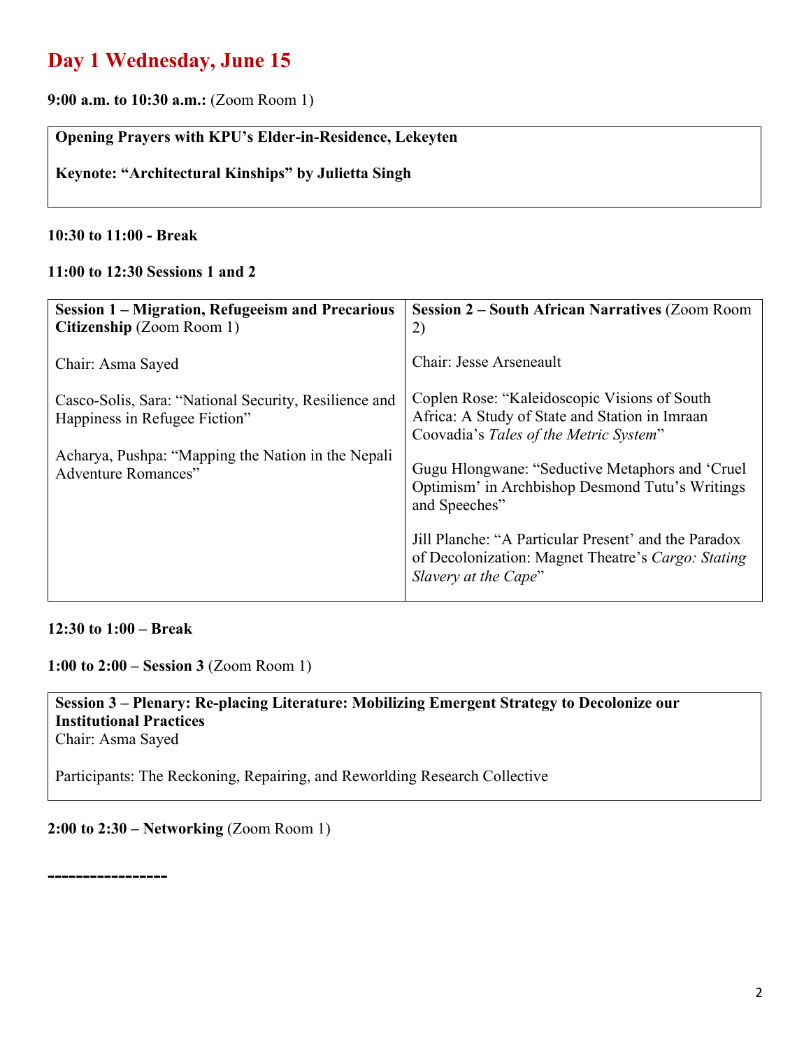# Day 1 Wednesday, June 15

**9:00 a.m. to 10:30 a.m.:** (Zoom Room 1)

**Opening Prayers with KPU's Elder-in-Residence, Lekeyten**

**Keynote: "Architectural Kinships" by Julietta Singh**

**10:30 to 11:00 - Break**

**11:00 to 12:30 Sessions 1 and 2**

| **Session 1 – Migration, Refugeeism and Precarious Citizenship** (Zoom Room 1) | **Session 2 – South African Narratives** (Zoom Room 2) |
|---|---|
| Chair: Asma Sayed | Chair: Jesse Arseneault |
| Casco-Solis, Sara: "National Security, Resilience and Happiness in Refugee Fiction" | Coplen Rose: "Kaleidoscopic Visions of South Africa: A Study of State and Station in Imraan Coovadia's *Tales of the Metric System*" |
| Acharya, Pushpa: "Mapping the Nation in the Nepali Adventure Romances" | Gugu Hlongwane: "Seductive Metaphors and 'Cruel Optimism' in Archbishop Desmond Tutu's Writings and Speeches" |
| | Jill Planche: "A Particular Present' and the Paradox of Decolonization: Magnet Theatre's *Cargo: Stating Slavery at the Cape*" |

**12:30 to 1:00 – Break**

**1:00 to 2:00 – Session 3** (Zoom Room 1)

**Session 3 – Plenary: Re-placing Literature: Mobilizing Emergent Strategy to Decolonize our Institutional Practices**
Chair: Asma Sayed

Participants: The Reckoning, Repairing, and Reworlding Research Collective

**2:00 to 2:30 – Networking** (Zoom Room 1)

**-----------------**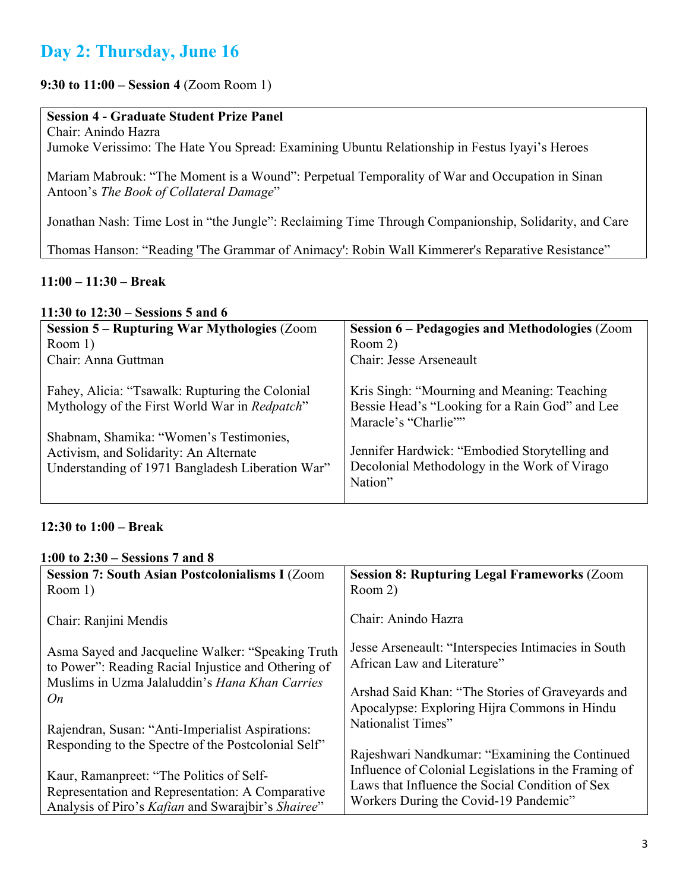## Day 2: Thursday, June 16

**9:30 to 11:00 – Session 4** (Zoom Room 1)

**Session 4 - Graduate Student Prize Panel**
Chair: Anindo Hazra

Jumoke Verissimo: The Hate You Spread: Examining Ubuntu Relationship in Festus Iyayi's Heroes

Mariam Mabrouk: "The Moment is a Wound": Perpetual Temporality of War and Occupation in Sinan Antoon's *The Book of Collateral Damage*"

Jonathan Nash: Time Lost in "the Jungle": Reclaiming Time Through Companionship, Solidarity, and Care

Thomas Hanson: "Reading 'The Grammar of Animacy': Robin Wall Kimmerer's Reparative Resistance"

**11:00 – 11:30 – Break**

**11:30 to 12:30 – Sessions 5 and 6**

**Session 5 – Rupturing War Mythologies** (Zoom Room 1)
Chair: Anna Guttman

Fahey, Alicia: "Tsawalk: Rupturing the Colonial Mythology of the First World War in *Redpatch*"

Shabnam, Shamika: "Women's Testimonies, Activism, and Solidarity: An Alternate Understanding of 1971 Bangladesh Liberation War"

**Session 6 – Pedagogies and Methodologies** (Zoom Room 2)
Chair: Jesse Arseneault

Kris Singh: "Mourning and Meaning: Teaching Bessie Head's "Looking for a Rain God" and Lee Maracle's "Charlie""

Jennifer Hardwick: "Embodied Storytelling and Decolonial Methodology in the Work of Virago Nation"

**12:30 to 1:00 – Break**

**1:00 to 2:30 – Sessions 7 and 8**

**Session 7: South Asian Postcolonialisms I** (Zoom Room 1)

Chair: Ranjini Mendis

Asma Sayed and Jacqueline Walker: "Speaking Truth to Power": Reading Racial Injustice and Othering of Muslims in Uzma Jalaluddin's *Hana Khan Carries On*

Rajendran, Susan: "Anti-Imperialist Aspirations: Responding to the Spectre of the Postcolonial Self"

Kaur, Ramanpreet: "The Politics of Self-Representation and Representation: A Comparative Analysis of Piro's *Kafian* and Swarajbir's *Shairee*"

**Session 8: Rupturing Legal Frameworks** (Zoom Room 2)

Chair: Anindo Hazra

Jesse Arseneault: "Interspecies Intimacies in South African Law and Literature"

Arshad Said Khan: "The Stories of Graveyards and Apocalypse: Exploring Hijra Commons in Hindu Nationalist Times"

Rajeshwari Nandkumar: "Examining the Continued Influence of Colonial Legislations in the Framing of Laws that Influence the Social Condition of Sex Workers During the Covid-19 Pandemic"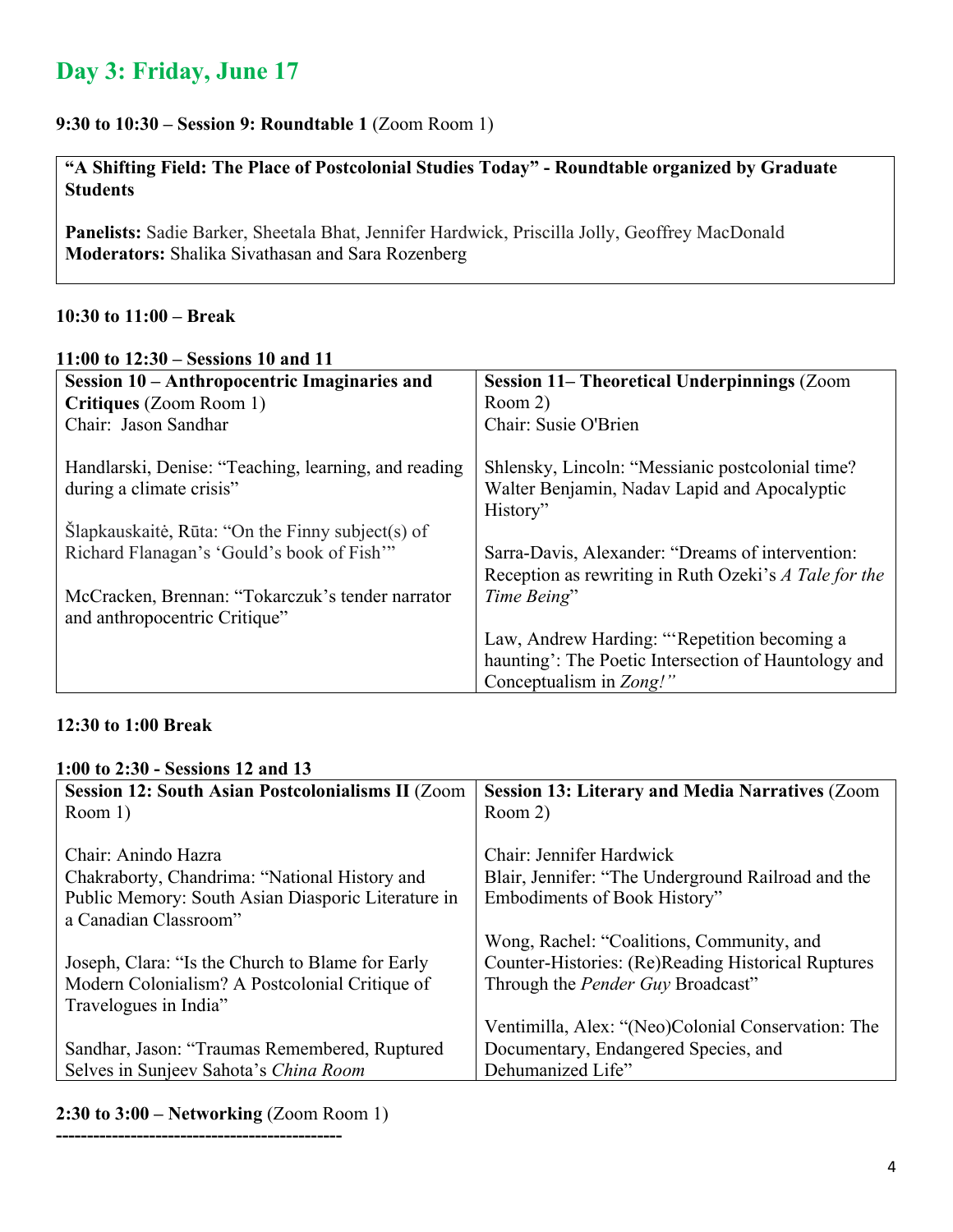# Day 3: Friday, June 17

**9:30 to 10:30 – Session 9: Roundtable 1** (Zoom Room 1)

**"A Shifting Field: The Place of Postcolonial Studies Today" - Roundtable organized by Graduate Students**

**Panelists:** Sadie Barker, Sheetala Bhat, Jennifer Hardwick, Priscilla Jolly, Geoffrey MacDonald
**Moderators:** Shalika Sivathasan and Sara Rozenberg

**10:30 to 11:00 – Break**

**11:00 to 12:30 – Sessions 10 and 11**

| **Session 10 – Anthropocentric Imaginaries and Critiques** (Zoom Room 1)<br>Chair: Jason Sandhar | **Session 11– Theoretical Underpinnings** (Zoom Room 2)<br>Chair: Susie O'Brien |
|---|---|
| Handlarski, Denise: "Teaching, learning, and reading during a climate crisis" | Shlensky, Lincoln: "Messianic postcolonial time? Walter Benjamin, Nadav Lapid and Apocalyptic History" |
| Šlapkauskaitė, Rūta: "On the Finny subject(s) of Richard Flanagan's 'Gould's book of Fish'" | Sarra-Davis, Alexander: "Dreams of intervention: Reception as rewriting in Ruth Ozeki's *A Tale for the Time Being*" |
| McCracken, Brennan: "Tokarczuk's tender narrator and anthropocentric Critique" | Law, Andrew Harding: "'Repetition becoming a haunting': The Poetic Intersection of Hauntology and Conceptualism in *Zong!*" |

**12:30 to 1:00 Break**

**1:00 to 2:30 - Sessions 12 and 13**

| **Session 12: South Asian Postcolonialisms II** (Zoom Room 1)<br>Chair: Anindo Hazra | **Session 13: Literary and Media Narratives** (Zoom Room 2)<br>Chair: Jennifer Hardwick |
|---|---|
| Chakraborty, Chandrima: "National History and Public Memory: South Asian Diasporic Literature in a Canadian Classroom" | Blair, Jennifer: "The Underground Railroad and the Embodiments of Book History" |
| Joseph, Clara: "Is the Church to Blame for Early Modern Colonialism? A Postcolonial Critique of Travelogues in India" | Wong, Rachel: "Coalitions, Community, and Counter-Histories: (Re)Reading Historical Ruptures Through the *Pender Guy* Broadcast" |
| Sandhar, Jason: "Traumas Remembered, Ruptured Selves in Sunjeev Sahota's *China Room* | Ventimilla, Alex: "(Neo)Colonial Conservation: The Documentary, Endangered Species, and Dehumanized Life" |

**2:30 to 3:00 – Networking** (Zoom Room 1)

---------------------------------------------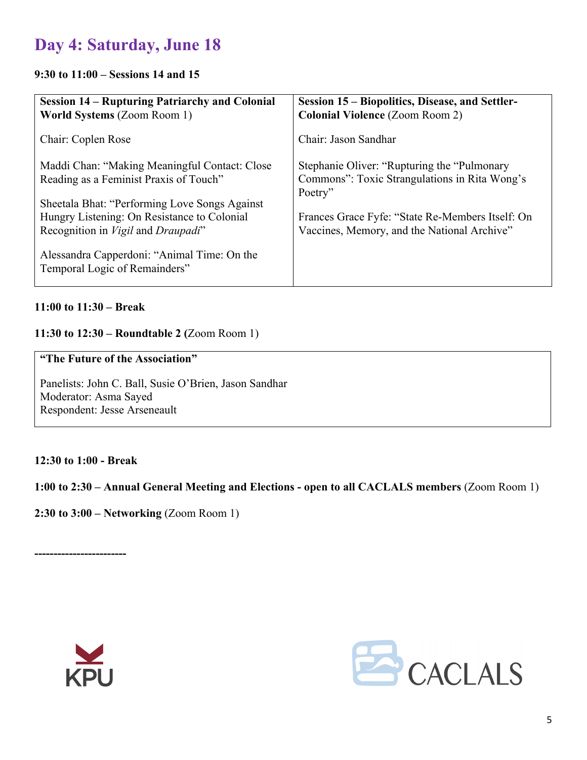## Day 4: Saturday, June 18

**9:30 to 11:00 – Sessions 14 and 15**

| **Session 14 – Rupturing Patriarchy and Colonial World Systems** (Zoom Room 1) | **Session 15 – Biopolitics, Disease, and Settler-Colonial Violence** (Zoom Room 2) |
|---|---|
| Chair: Coplen Rose | Chair: Jason Sandhar |
| Maddi Chan: "Making Meaningful Contact: Close Reading as a Feminist Praxis of Touch" | Stephanie Oliver: "Rupturing the "Pulmonary Commons": Toxic Strangulations in Rita Wong's Poetry" |
| Sheetala Bhat: "Performing Love Songs Against Hungry Listening: On Resistance to Colonial Recognition in *Vigil* and *Draupadi*" | Frances Grace Fyfe: "State Re-Members Itself: On Vaccines, Memory, and the National Archive" |
| Alessandra Capperdoni: "Animal Time: On the Temporal Logic of Remainders" | |

**11:00 to 11:30 – Break**

**11:30 to 12:30 – Roundtable 2 (**Zoom Room 1)

**"The Future of the Association"**

Panelists: John C. Ball, Susie O'Brien, Jason Sandhar
Moderator: Asma Sayed
Respondent: Jesse Arseneault

**12:30 to 1:00 - Break**

**1:00 to 2:30 – Annual General Meeting and Elections - open to all CACLALS members** (Zoom Room 1)

**2:30 to 3:00 – Networking** (Zoom Room 1)

**-----------------------**

KPU

CACLALS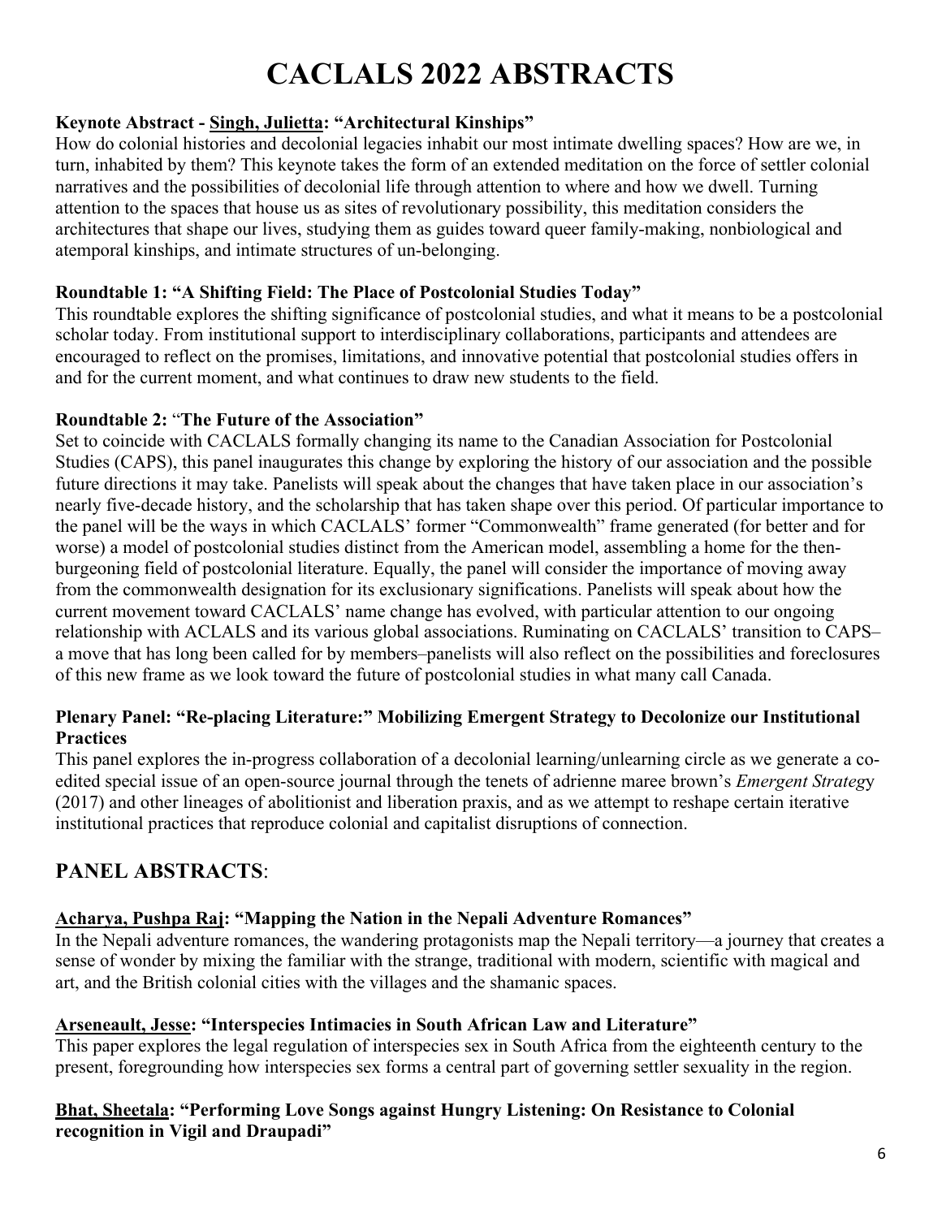# CACLALS 2022 ABSTRACTS

**Keynote Abstract - Singh, Julietta: "Architectural Kinships"**

How do colonial histories and decolonial legacies inhabit our most intimate dwelling spaces? How are we, in turn, inhabited by them? This keynote takes the form of an extended meditation on the force of settler colonial narratives and the possibilities of decolonial life through attention to where and how we dwell. Turning attention to the spaces that house us as sites of revolutionary possibility, this meditation considers the architectures that shape our lives, studying them as guides toward queer family-making, nonbiological and atemporal kinships, and intimate structures of un-belonging.

**Roundtable 1: "A Shifting Field: The Place of Postcolonial Studies Today"**

This roundtable explores the shifting significance of postcolonial studies, and what it means to be a postcolonial scholar today. From institutional support to interdisciplinary collaborations, participants and attendees are encouraged to reflect on the promises, limitations, and innovative potential that postcolonial studies offers in and for the current moment, and what continues to draw new students to the field.

**Roundtable 2: "The Future of the Association"**

Set to coincide with CACLALS formally changing its name to the Canadian Association for Postcolonial Studies (CAPS), this panel inaugurates this change by exploring the history of our association and the possible future directions it may take. Panelists will speak about the changes that have taken place in our association's nearly five-decade history, and the scholarship that has taken shape over this period. Of particular importance to the panel will be the ways in which CACLALS' former "Commonwealth" frame generated (for better and for worse) a model of postcolonial studies distinct from the American model, assembling a home for the then-burgeoning field of postcolonial literature. Equally, the panel will consider the importance of moving away from the commonwealth designation for its exclusionary significations. Panelists will speak about how the current movement toward CACLALS' name change has evolved, with particular attention to our ongoing relationship with ACLALS and its various global associations. Ruminating on CACLALS' transition to CAPS–a move that has long been called for by members–panelists will also reflect on the possibilities and foreclosures of this new frame as we look toward the future of postcolonial studies in what many call Canada.

**Plenary Panel: "Re-placing Literature:" Mobilizing Emergent Strategy to Decolonize our Institutional Practices**

This panel explores the in-progress collaboration of a decolonial learning/unlearning circle as we generate a co-edited special issue of an open-source journal through the tenets of adrienne maree brown's *Emergent Strategy* (2017) and other lineages of abolitionist and liberation praxis, and as we attempt to reshape certain iterative institutional practices that reproduce colonial and capitalist disruptions of connection.

## PANEL ABSTRACTS:

**Acharya, Pushpa Raj: "Mapping the Nation in the Nepali Adventure Romances"**

In the Nepali adventure romances, the wandering protagonists map the Nepali territory—a journey that creates a sense of wonder by mixing the familiar with the strange, traditional with modern, scientific with magical and art, and the British colonial cities with the villages and the shamanic spaces.

**Arseneault, Jesse: "Interspecies Intimacies in South African Law and Literature"**

This paper explores the legal regulation of interspecies sex in South Africa from the eighteenth century to the present, foregrounding how interspecies sex forms a central part of governing settler sexuality in the region.

**Bhat, Sheetala: "Performing Love Songs against Hungry Listening: On Resistance to Colonial recognition in Vigil and Draupadi"**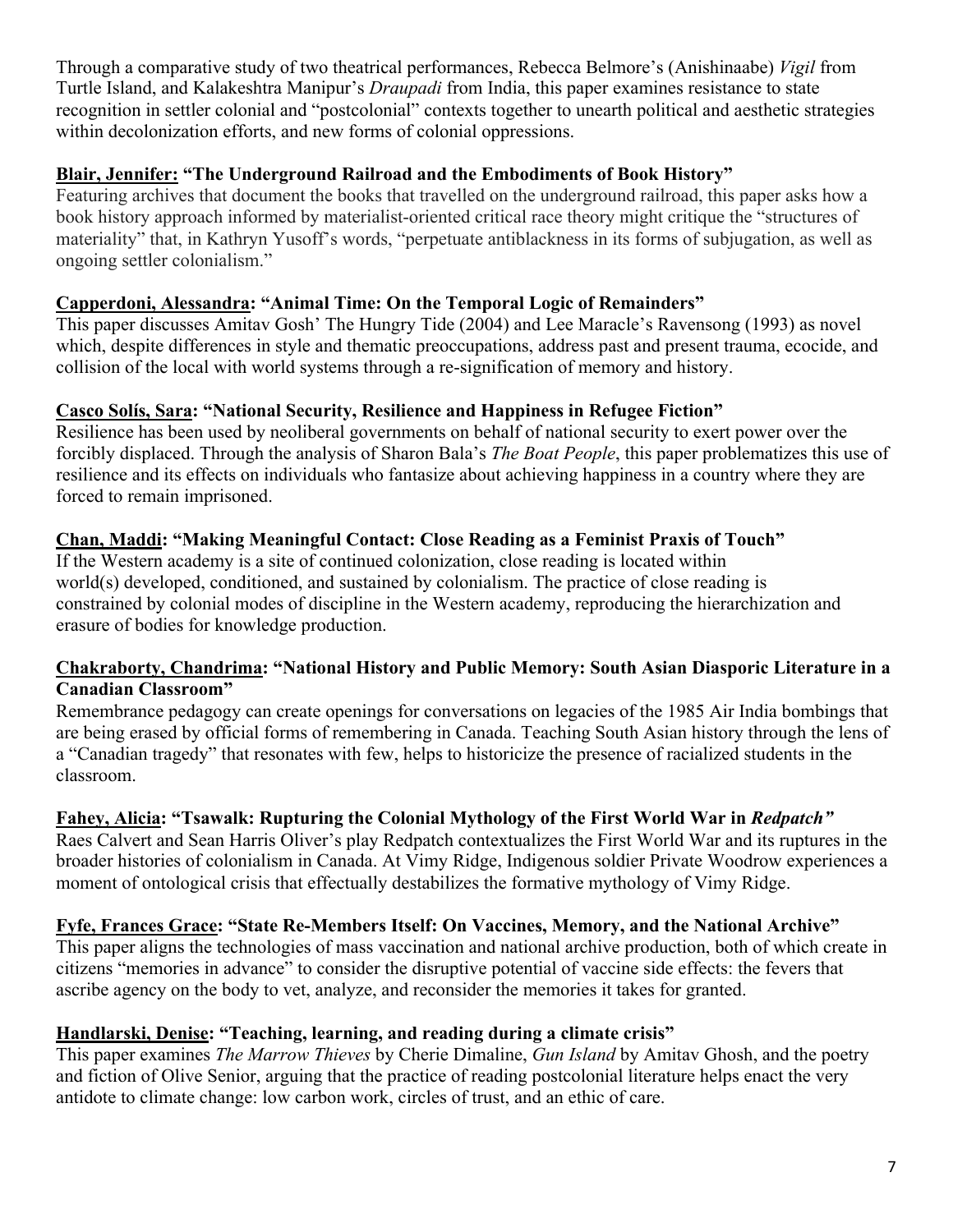Through a comparative study of two theatrical performances, Rebecca Belmore's (Anishinaabe) *Vigil* from Turtle Island, and Kalakeshtra Manipur's *Draupadi* from India, this paper examines resistance to state recognition in settler colonial and "postcolonial" contexts together to unearth political and aesthetic strategies within decolonization efforts, and new forms of colonial oppressions.

**Blair, Jennifer: "The Underground Railroad and the Embodiments of Book History"**

Featuring archives that document the books that travelled on the underground railroad, this paper asks how a book history approach informed by materialist-oriented critical race theory might critique the "structures of materiality" that, in Kathryn Yusoff's words, "perpetuate antiblackness in its forms of subjugation, as well as ongoing settler colonialism."

**Capperdoni, Alessandra: "Animal Time: On the Temporal Logic of Remainders"**

This paper discusses Amitav Gosh' The Hungry Tide (2004) and Lee Maracle's Ravensong (1993) as novel which, despite differences in style and thematic preoccupations, address past and present trauma, ecocide, and collision of the local with world systems through a re-signification of memory and history.

**Casco Solís, Sara: "National Security, Resilience and Happiness in Refugee Fiction"**

Resilience has been used by neoliberal governments on behalf of national security to exert power over the forcibly displaced. Through the analysis of Sharon Bala's *The Boat People*, this paper problematizes this use of resilience and its effects on individuals who fantasize about achieving happiness in a country where they are forced to remain imprisoned.

**Chan, Maddi: "Making Meaningful Contact: Close Reading as a Feminist Praxis of Touch"**

If the Western academy is a site of continued colonization, close reading is located within world(s) developed, conditioned, and sustained by colonialism. The practice of close reading is constrained by colonial modes of discipline in the Western academy, reproducing the hierarchization and erasure of bodies for knowledge production.

**Chakraborty, Chandrima: "National History and Public Memory: South Asian Diasporic Literature in a Canadian Classroom"**

Remembrance pedagogy can create openings for conversations on legacies of the 1985 Air India bombings that are being erased by official forms of remembering in Canada. Teaching South Asian history through the lens of a "Canadian tragedy" that resonates with few, helps to historicize the presence of racialized students in the classroom.

**Fahey, Alicia: "Tsawalk: Rupturing the Colonial Mythology of the First World War in *Redpatch"***

Raes Calvert and Sean Harris Oliver's play Redpatch contextualizes the First World War and its ruptures in the broader histories of colonialism in Canada. At Vimy Ridge, Indigenous soldier Private Woodrow experiences a moment of ontological crisis that effectually destabilizes the formative mythology of Vimy Ridge.

**Fyfe, Frances Grace: "State Re-Members Itself: On Vaccines, Memory, and the National Archive"**

This paper aligns the technologies of mass vaccination and national archive production, both of which create in citizens "memories in advance" to consider the disruptive potential of vaccine side effects: the fevers that ascribe agency on the body to vet, analyze, and reconsider the memories it takes for granted.

**Handlarski, Denise: "Teaching, learning, and reading during a climate crisis"**

This paper examines *The Marrow Thieves* by Cherie Dimaline, *Gun Island* by Amitav Ghosh, and the poetry and fiction of Olive Senior, arguing that the practice of reading postcolonial literature helps enact the very antidote to climate change: low carbon work, circles of trust, and an ethic of care.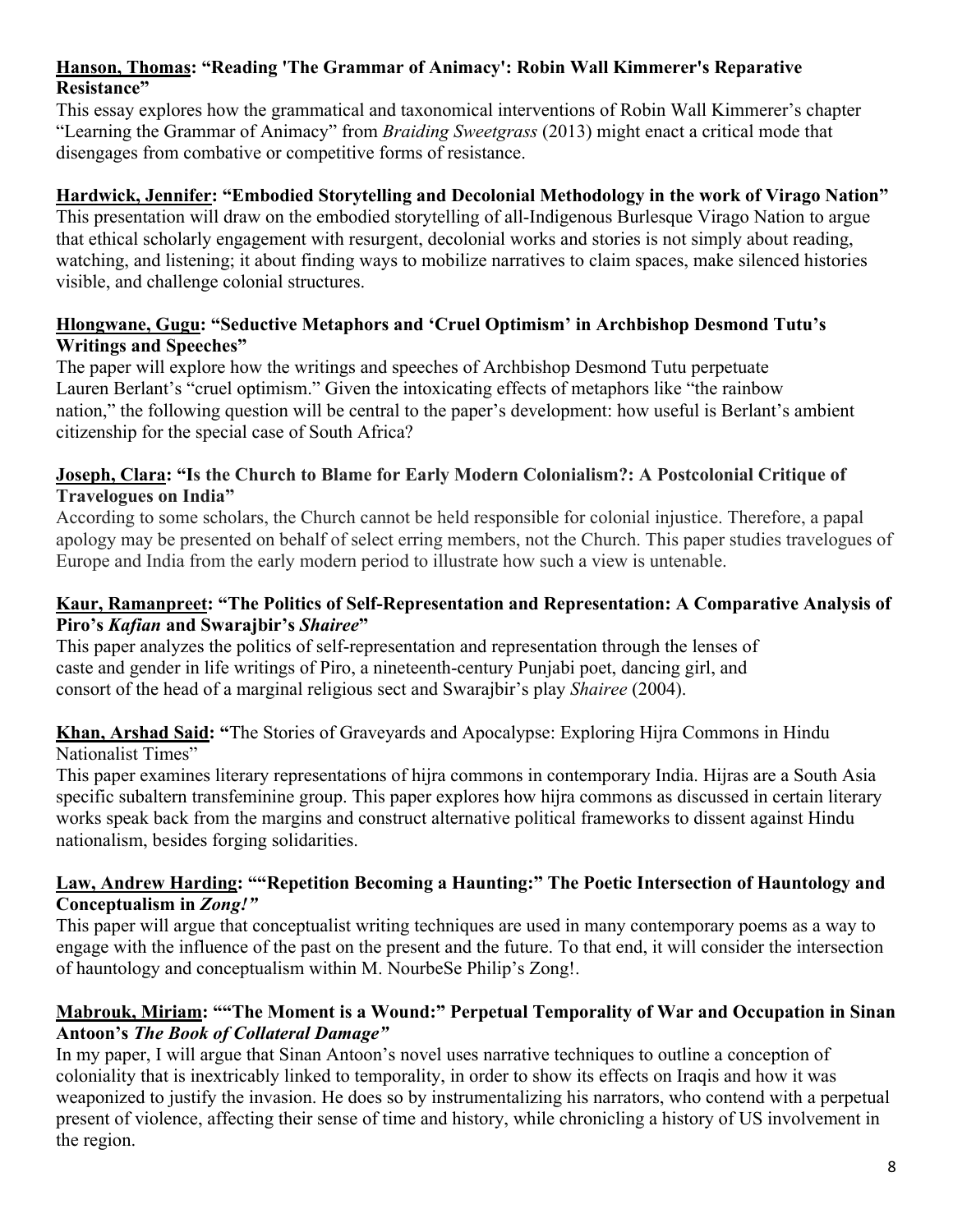**Hanson, Thomas: "Reading 'The Grammar of Animacy': Robin Wall Kimmerer's Reparative Resistance"**

This essay explores how the grammatical and taxonomical interventions of Robin Wall Kimmerer's chapter "Learning the Grammar of Animacy" from *Braiding Sweetgrass* (2013) might enact a critical mode that disengages from combative or competitive forms of resistance.

**Hardwick, Jennifer: "Embodied Storytelling and Decolonial Methodology in the work of Virago Nation"**

This presentation will draw on the embodied storytelling of all-Indigenous Burlesque Virago Nation to argue that ethical scholarly engagement with resurgent, decolonial works and stories is not simply about reading, watching, and listening; it about finding ways to mobilize narratives to claim spaces, make silenced histories visible, and challenge colonial structures.

**Hlongwane, Gugu: "Seductive Metaphors and 'Cruel Optimism' in Archbishop Desmond Tutu's Writings and Speeches"**

The paper will explore how the writings and speeches of Archbishop Desmond Tutu perpetuate Lauren Berlant's "cruel optimism." Given the intoxicating effects of metaphors like "the rainbow nation," the following question will be central to the paper's development: how useful is Berlant's ambient citizenship for the special case of South Africa?

**Joseph, Clara: "Is the Church to Blame for Early Modern Colonialism?: A Postcolonial Critique of Travelogues on India"**

According to some scholars, the Church cannot be held responsible for colonial injustice. Therefore, a papal apology may be presented on behalf of select erring members, not the Church. This paper studies travelogues of Europe and India from the early modern period to illustrate how such a view is untenable.

**Kaur, Ramanpreet: "The Politics of Self-Representation and Representation: A Comparative Analysis of Piro's *Kafian* and Swarajbir's *Shairee*"**

This paper analyzes the politics of self-representation and representation through the lenses of caste and gender in life writings of Piro, a nineteenth-century Punjabi poet, dancing girl, and consort of the head of a marginal religious sect and Swarajbir's play *Shairee* (2004).

**Khan, Arshad Said: "**The Stories of Graveyards and Apocalypse: Exploring Hijra Commons in Hindu Nationalist Times"

This paper examines literary representations of hijra commons in contemporary India. Hijras are a South Asia specific subaltern transfeminine group. This paper explores how hijra commons as discussed in certain literary works speak back from the margins and construct alternative political frameworks to dissent against Hindu nationalism, besides forging solidarities.

**Law, Andrew Harding: ""Repetition Becoming a Haunting:" The Poetic Intersection of Hauntology and Conceptualism in *Zong!"***

This paper will argue that conceptualist writing techniques are used in many contemporary poems as a way to engage with the influence of the past on the present and the future. To that end, it will consider the intersection of hauntology and conceptualism within M. NourbeSe Philip's Zong!.

**Mabrouk, Miriam: ""The Moment is a Wound:" Perpetual Temporality of War and Occupation in Sinan Antoon's *The Book of Collateral Damage"***

In my paper, I will argue that Sinan Antoon's novel uses narrative techniques to outline a conception of coloniality that is inextricably linked to temporality, in order to show its effects on Iraqis and how it was weaponized to justify the invasion. He does so by instrumentalizing his narrators, who contend with a perpetual present of violence, affecting their sense of time and history, while chronicling a history of US involvement in the region.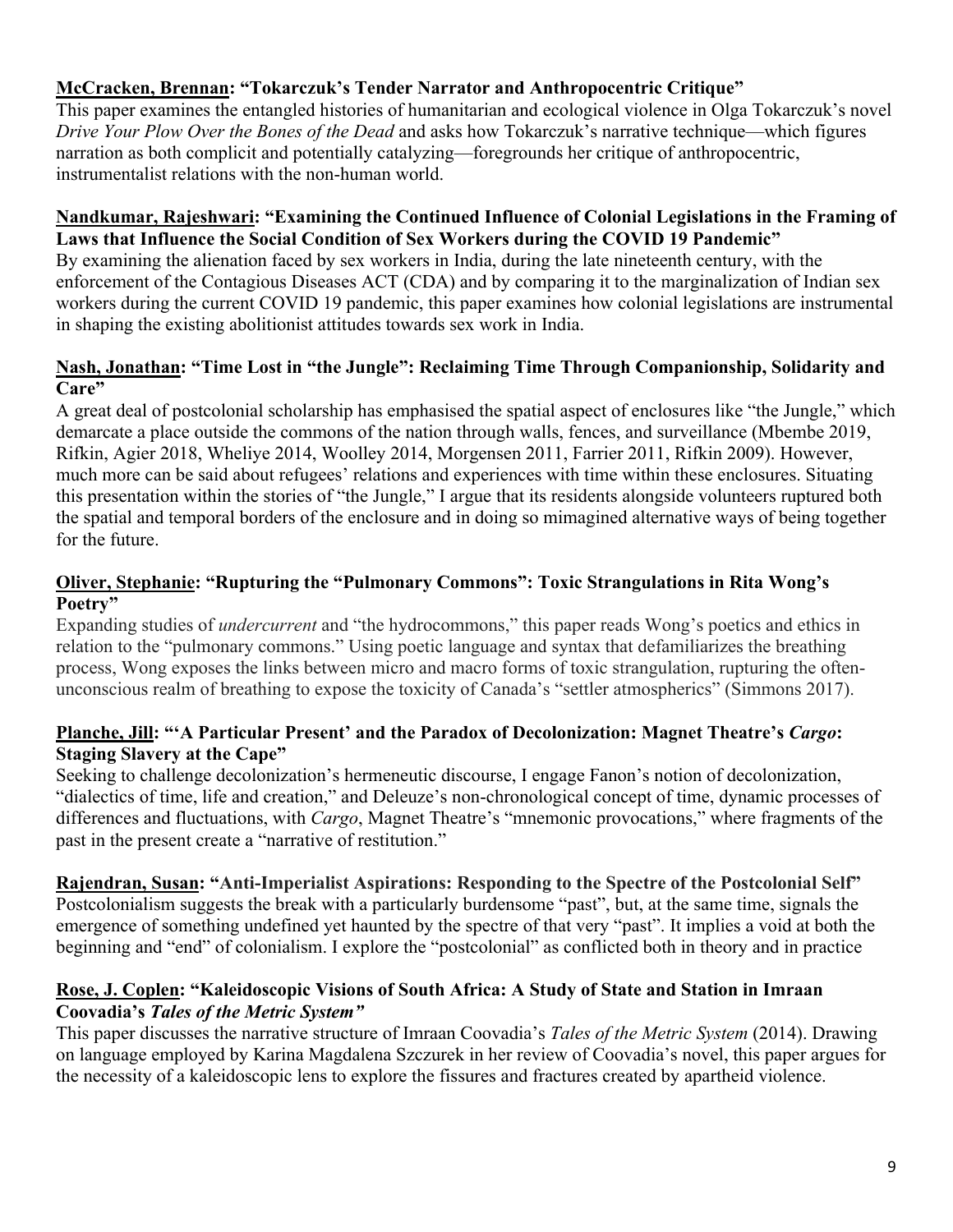**McCracken, Brennan: "Tokarczuk's Tender Narrator and Anthropocentric Critique"**
This paper examines the entangled histories of humanitarian and ecological violence in Olga Tokarczuk's novel *Drive Your Plow Over the Bones of the Dead* and asks how Tokarczuk's narrative technique—which figures narration as both complicit and potentially catalyzing—foregrounds her critique of anthropocentric, instrumentalist relations with the non-human world.

**Nandkumar, Rajeshwari: "Examining the Continued Influence of Colonial Legislations in the Framing of Laws that Influence the Social Condition of Sex Workers during the COVID 19 Pandemic"**
By examining the alienation faced by sex workers in India, during the late nineteenth century, with the enforcement of the Contagious Diseases ACT (CDA) and by comparing it to the marginalization of Indian sex workers during the current COVID 19 pandemic, this paper examines how colonial legislations are instrumental in shaping the existing abolitionist attitudes towards sex work in India.

**Nash, Jonathan: "Time Lost in "the Jungle": Reclaiming Time Through Companionship, Solidarity and Care"**
A great deal of postcolonial scholarship has emphasised the spatial aspect of enclosures like "the Jungle," which demarcate a place outside the commons of the nation through walls, fences, and surveillance (Mbembe 2019, Rifkin, Agier 2018, Wheliye 2014, Woolley 2014, Morgensen 2011, Farrier 2011, Rifkin 2009). However, much more can be said about refugees' relations and experiences with time within these enclosures. Situating this presentation within the stories of "the Jungle," I argue that its residents alongside volunteers ruptured both the spatial and temporal borders of the enclosure and in doing so mimagined alternative ways of being together for the future.

**Oliver, Stephanie: "Rupturing the "Pulmonary Commons": Toxic Strangulations in Rita Wong's Poetry"**
Expanding studies of *undercurrent* and "the hydrocommons," this paper reads Wong's poetics and ethics in relation to the "pulmonary commons." Using poetic language and syntax that defamiliarizes the breathing process, Wong exposes the links between micro and macro forms of toxic strangulation, rupturing the often-unconscious realm of breathing to expose the toxicity of Canada's "settler atmospherics" (Simmons 2017).

**Planche, Jill: "'A Particular Present' and the Paradox of Decolonization: Magnet Theatre's *Cargo*: Staging Slavery at the Cape"**
Seeking to challenge decolonization's hermeneutic discourse, I engage Fanon's notion of decolonization, "dialectics of time, life and creation," and Deleuze's non-chronological concept of time, dynamic processes of differences and fluctuations, with *Cargo*, Magnet Theatre's "mnemonic provocations," where fragments of the past in the present create a "narrative of restitution."

**Rajendran, Susan: "Anti-Imperialist Aspirations: Responding to the Spectre of the Postcolonial Self"**
Postcolonialism suggests the break with a particularly burdensome "past", but, at the same time, signals the emergence of something undefined yet haunted by the spectre of that very "past". It implies a void at both the beginning and "end" of colonialism. I explore the "postcolonial" as conflicted both in theory and in practice

**Rose, J. Coplen: "Kaleidoscopic Visions of South Africa: A Study of State and Station in Imraan Coovadia's *Tales of the Metric System"***
This paper discusses the narrative structure of Imraan Coovadia's *Tales of the Metric System* (2014). Drawing on language employed by Karina Magdalena Szczurek in her review of Coovadia's novel, this paper argues for the necessity of a kaleidoscopic lens to explore the fissures and fractures created by apartheid violence.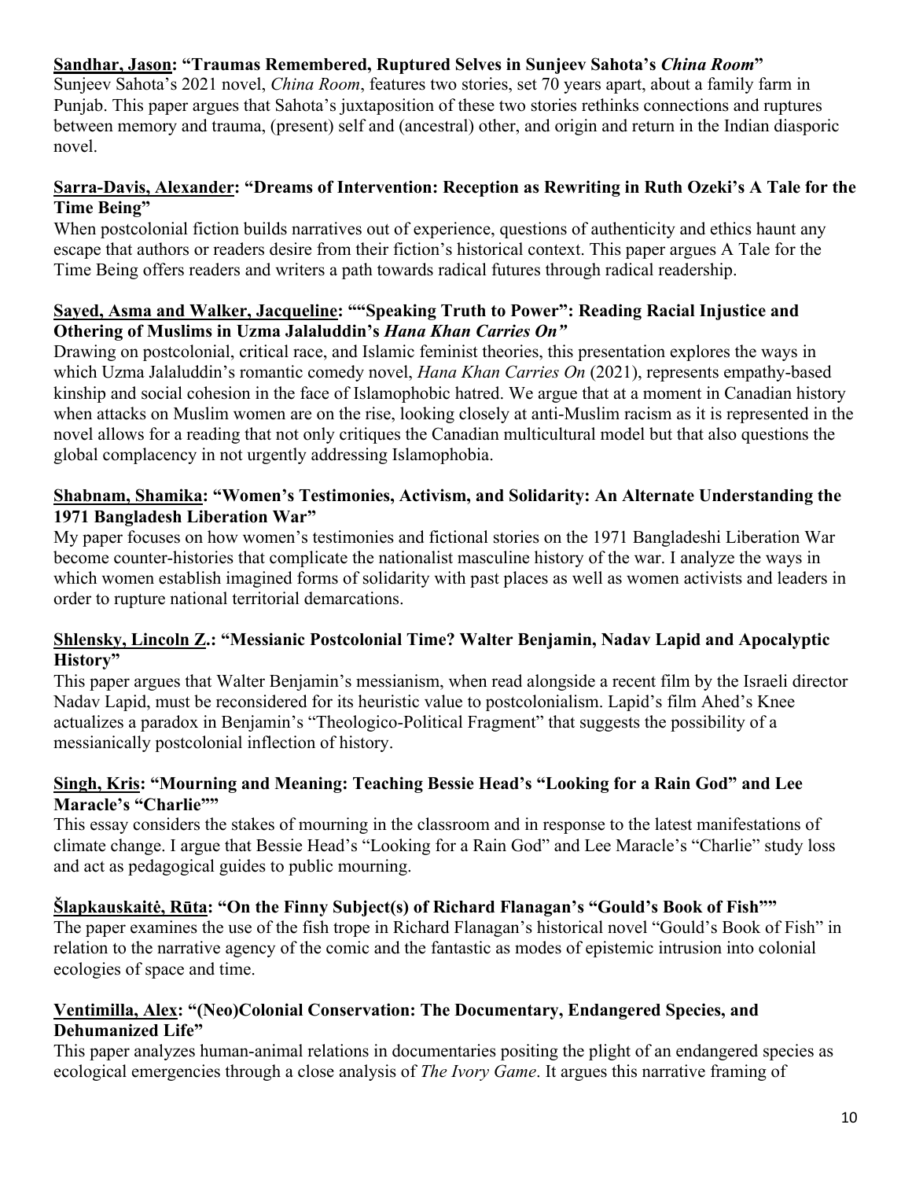**Sandhar, Jason: "Traumas Remembered, Ruptured Selves in Sunjeev Sahota's *China Room*"**

Sunjeev Sahota's 2021 novel, *China Room*, features two stories, set 70 years apart, about a family farm in Punjab. This paper argues that Sahota's juxtaposition of these two stories rethinks connections and ruptures between memory and trauma, (present) self and (ancestral) other, and origin and return in the Indian diasporic novel.

**Sarra-Davis, Alexander: "Dreams of Intervention: Reception as Rewriting in Ruth Ozeki's A Tale for the Time Being"**

When postcolonial fiction builds narratives out of experience, questions of authenticity and ethics haunt any escape that authors or readers desire from their fiction's historical context. This paper argues A Tale for the Time Being offers readers and writers a path towards radical futures through radical readership.

**Sayed, Asma and Walker, Jacqueline: ""Speaking Truth to Power": Reading Racial Injustice and Othering of Muslims in Uzma Jalaluddin's *Hana Khan Carries On"***

Drawing on postcolonial, critical race, and Islamic feminist theories, this presentation explores the ways in which Uzma Jalaluddin's romantic comedy novel, *Hana Khan Carries On* (2021), represents empathy-based kinship and social cohesion in the face of Islamophobic hatred. We argue that at a moment in Canadian history when attacks on Muslim women are on the rise, looking closely at anti-Muslim racism as it is represented in the novel allows for a reading that not only critiques the Canadian multicultural model but that also questions the global complacency in not urgently addressing Islamophobia.

**Shabnam, Shamika: "Women's Testimonies, Activism, and Solidarity: An Alternate Understanding the 1971 Bangladesh Liberation War"**

My paper focuses on how women's testimonies and fictional stories on the 1971 Bangladeshi Liberation War become counter-histories that complicate the nationalist masculine history of the war. I analyze the ways in which women establish imagined forms of solidarity with past places as well as women activists and leaders in order to rupture national territorial demarcations.

**Shlensky, Lincoln Z.: "Messianic Postcolonial Time? Walter Benjamin, Nadav Lapid and Apocalyptic History"**

This paper argues that Walter Benjamin's messianism, when read alongside a recent film by the Israeli director Nadav Lapid, must be reconsidered for its heuristic value to postcolonialism. Lapid's film Ahed's Knee actualizes a paradox in Benjamin's "Theologico-Political Fragment" that suggests the possibility of a messianically postcolonial inflection of history.

**Singh, Kris: "Mourning and Meaning: Teaching Bessie Head's "Looking for a Rain God" and Lee Maracle's "Charlie""**

This essay considers the stakes of mourning in the classroom and in response to the latest manifestations of climate change. I argue that Bessie Head's "Looking for a Rain God" and Lee Maracle's "Charlie" study loss and act as pedagogical guides to public mourning.

**Šlapkauskaitė, Rūta: "On the Finny Subject(s) of Richard Flanagan's "Gould's Book of Fish""**

The paper examines the use of the fish trope in Richard Flanagan's historical novel "Gould's Book of Fish" in relation to the narrative agency of the comic and the fantastic as modes of epistemic intrusion into colonial ecologies of space and time.

**Ventimilla, Alex: "(Neo)Colonial Conservation: The Documentary, Endangered Species, and Dehumanized Life"**

This paper analyzes human-animal relations in documentaries positing the plight of an endangered species as ecological emergencies through a close analysis of *The Ivory Game*. It argues this narrative framing of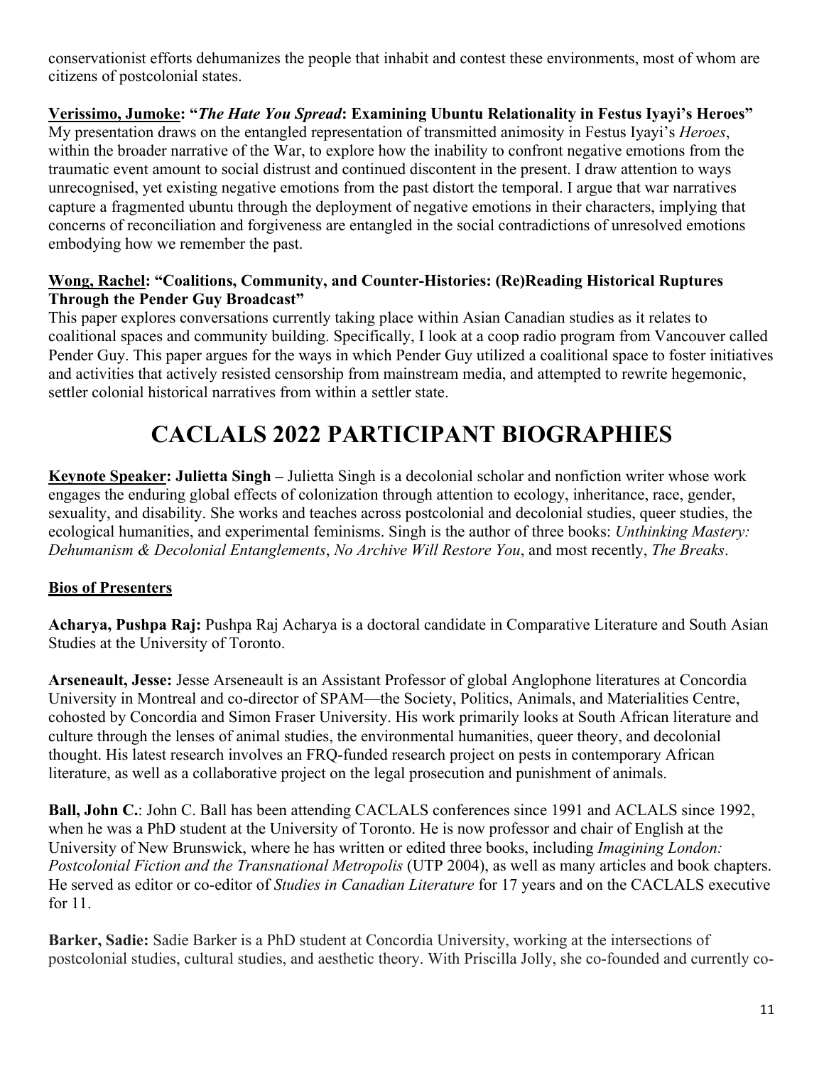conservationist efforts dehumanizes the people that inhabit and contest these environments, most of whom are citizens of postcolonial states.

**Verissimo, Jumoke: "*The Hate You Spread*: Examining Ubuntu Relationality in Festus Iyayi's Heroes"**
My presentation draws on the entangled representation of transmitted animosity in Festus Iyayi's *Heroes*, within the broader narrative of the War, to explore how the inability to confront negative emotions from the traumatic event amount to social distrust and continued discontent in the present. I draw attention to ways unrecognised, yet existing negative emotions from the past distort the temporal. I argue that war narratives capture a fragmented ubuntu through the deployment of negative emotions in their characters, implying that concerns of reconciliation and forgiveness are entangled in the social contradictions of unresolved emotions embodying how we remember the past.

**Wong, Rachel: "Coalitions, Community, and Counter-Histories: (Re)Reading Historical Ruptures Through the Pender Guy Broadcast"**
This paper explores conversations currently taking place within Asian Canadian studies as it relates to coalitional spaces and community building. Specifically, I look at a coop radio program from Vancouver called Pender Guy. This paper argues for the ways in which Pender Guy utilized a coalitional space to foster initiatives and activities that actively resisted censorship from mainstream media, and attempted to rewrite hegemonic, settler colonial historical narratives from within a settler state.

# CACLALS 2022 PARTICIPANT BIOGRAPHIES

**Keynote Speaker: Julietta Singh –** Julietta Singh is a decolonial scholar and nonfiction writer whose work engages the enduring global effects of colonization through attention to ecology, inheritance, race, gender, sexuality, and disability. She works and teaches across postcolonial and decolonial studies, queer studies, the ecological humanities, and experimental feminisms. Singh is the author of three books: *Unthinking Mastery: Dehumanism & Decolonial Entanglements*, *No Archive Will Restore You*, and most recently, *The Breaks*.

**Bios of Presenters**

**Acharya, Pushpa Raj:** Pushpa Raj Acharya is a doctoral candidate in Comparative Literature and South Asian Studies at the University of Toronto.

**Arseneault, Jesse:** Jesse Arseneault is an Assistant Professor of global Anglophone literatures at Concordia University in Montreal and co-director of SPAM—the Society, Politics, Animals, and Materialities Centre, cohosted by Concordia and Simon Fraser University. His work primarily looks at South African literature and culture through the lenses of animal studies, the environmental humanities, queer theory, and decolonial thought. His latest research involves an FRQ-funded research project on pests in contemporary African literature, as well as a collaborative project on the legal prosecution and punishment of animals.

**Ball, John C.**: John C. Ball has been attending CACLALS conferences since 1991 and ACLALS since 1992, when he was a PhD student at the University of Toronto. He is now professor and chair of English at the University of New Brunswick, where he has written or edited three books, including *Imagining London: Postcolonial Fiction and the Transnational Metropolis* (UTP 2004), as well as many articles and book chapters. He served as editor or co-editor of *Studies in Canadian Literature* for 17 years and on the CACLALS executive for 11.

**Barker, Sadie:** Sadie Barker is a PhD student at Concordia University, working at the intersections of postcolonial studies, cultural studies, and aesthetic theory. With Priscilla Jolly, she co-founded and currently co-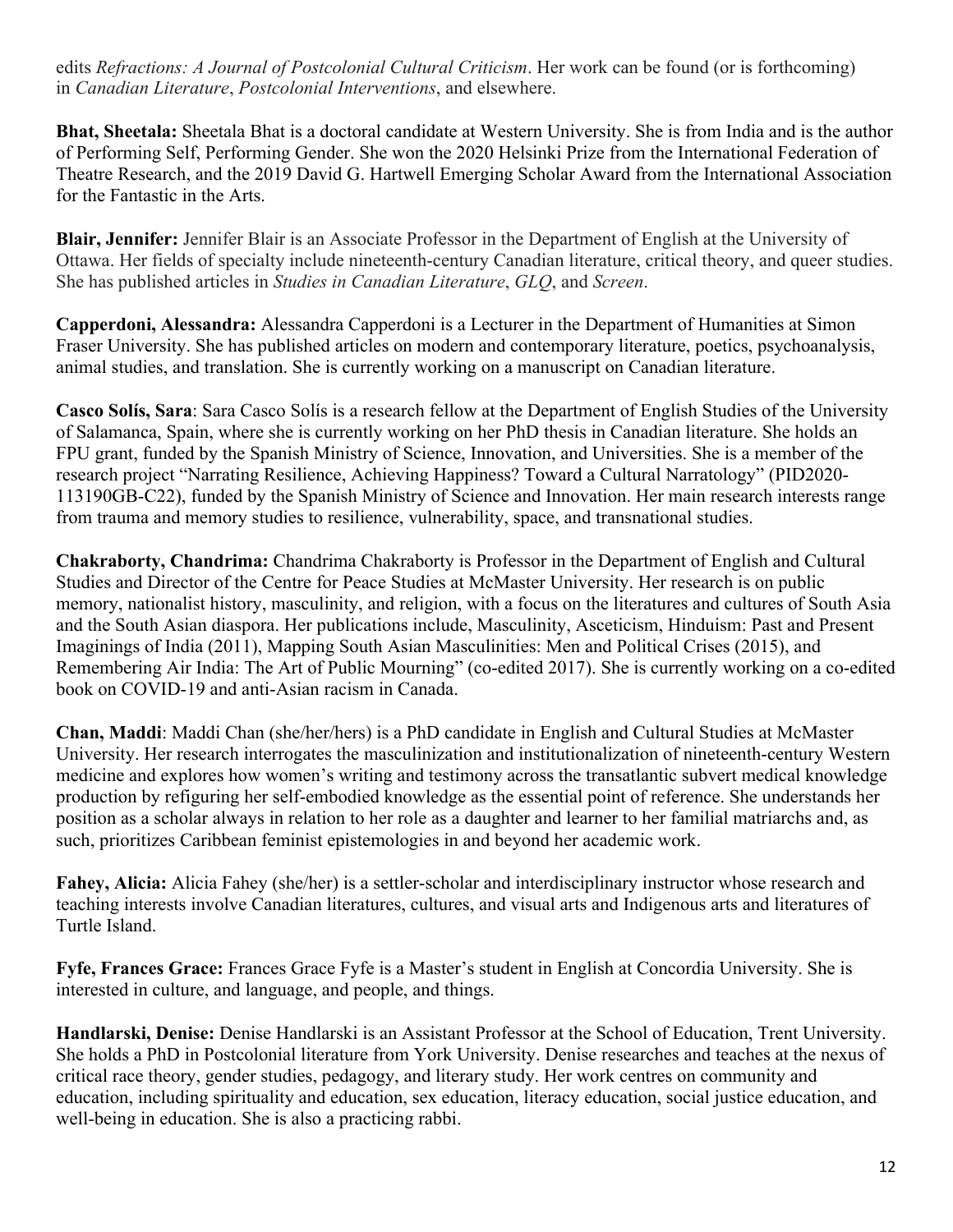edits *Refractions: A Journal of Postcolonial Cultural Criticism*. Her work can be found (or is forthcoming) in *Canadian Literature*, *Postcolonial Interventions*, and elsewhere.

**Bhat, Sheetala:** Sheetala Bhat is a doctoral candidate at Western University. She is from India and is the author of Performing Self, Performing Gender. She won the 2020 Helsinki Prize from the International Federation of Theatre Research, and the 2019 David G. Hartwell Emerging Scholar Award from the International Association for the Fantastic in the Arts.

**Blair, Jennifer:** Jennifer Blair is an Associate Professor in the Department of English at the University of Ottawa. Her fields of specialty include nineteenth-century Canadian literature, critical theory, and queer studies. She has published articles in *Studies in Canadian Literature*, *GLQ*, and *Screen*.

**Capperdoni, Alessandra:** Alessandra Capperdoni is a Lecturer in the Department of Humanities at Simon Fraser University. She has published articles on modern and contemporary literature, poetics, psychoanalysis, animal studies, and translation. She is currently working on a manuscript on Canadian literature.

**Casco Solís, Sara**: Sara Casco Solís is a research fellow at the Department of English Studies of the University of Salamanca, Spain, where she is currently working on her PhD thesis in Canadian literature. She holds an FPU grant, funded by the Spanish Ministry of Science, Innovation, and Universities. She is a member of the research project "Narrating Resilience, Achieving Happiness? Toward a Cultural Narratology" (PID2020-113190GB-C22), funded by the Spanish Ministry of Science and Innovation. Her main research interests range from trauma and memory studies to resilience, vulnerability, space, and transnational studies.

**Chakraborty, Chandrima:** Chandrima Chakraborty is Professor in the Department of English and Cultural Studies and Director of the Centre for Peace Studies at McMaster University. Her research is on public memory, nationalist history, masculinity, and religion, with a focus on the literatures and cultures of South Asia and the South Asian diaspora. Her publications include, Masculinity, Asceticism, Hinduism: Past and Present Imaginings of India (2011), Mapping South Asian Masculinities: Men and Political Crises (2015), and Remembering Air India: The Art of Public Mourning" (co-edited 2017). She is currently working on a co-edited book on COVID-19 and anti-Asian racism in Canada.

**Chan, Maddi**: Maddi Chan (she/her/hers) is a PhD candidate in English and Cultural Studies at McMaster University. Her research interrogates the masculinization and institutionalization of nineteenth-century Western medicine and explores how women's writing and testimony across the transatlantic subvert medical knowledge production by refiguring her self-embodied knowledge as the essential point of reference. She understands her position as a scholar always in relation to her role as a daughter and learner to her familial matriarchs and, as such, prioritizes Caribbean feminist epistemologies in and beyond her academic work.

**Fahey, Alicia:** Alicia Fahey (she/her) is a settler-scholar and interdisciplinary instructor whose research and teaching interests involve Canadian literatures, cultures, and visual arts and Indigenous arts and literatures of Turtle Island.

**Fyfe, Frances Grace:** Frances Grace Fyfe is a Master's student in English at Concordia University. She is interested in culture, and language, and people, and things.

**Handlarski, Denise:** Denise Handlarski is an Assistant Professor at the School of Education, Trent University. She holds a PhD in Postcolonial literature from York University. Denise researches and teaches at the nexus of critical race theory, gender studies, pedagogy, and literary study. Her work centres on community and education, including spirituality and education, sex education, literacy education, social justice education, and well-being in education. She is also a practicing rabbi.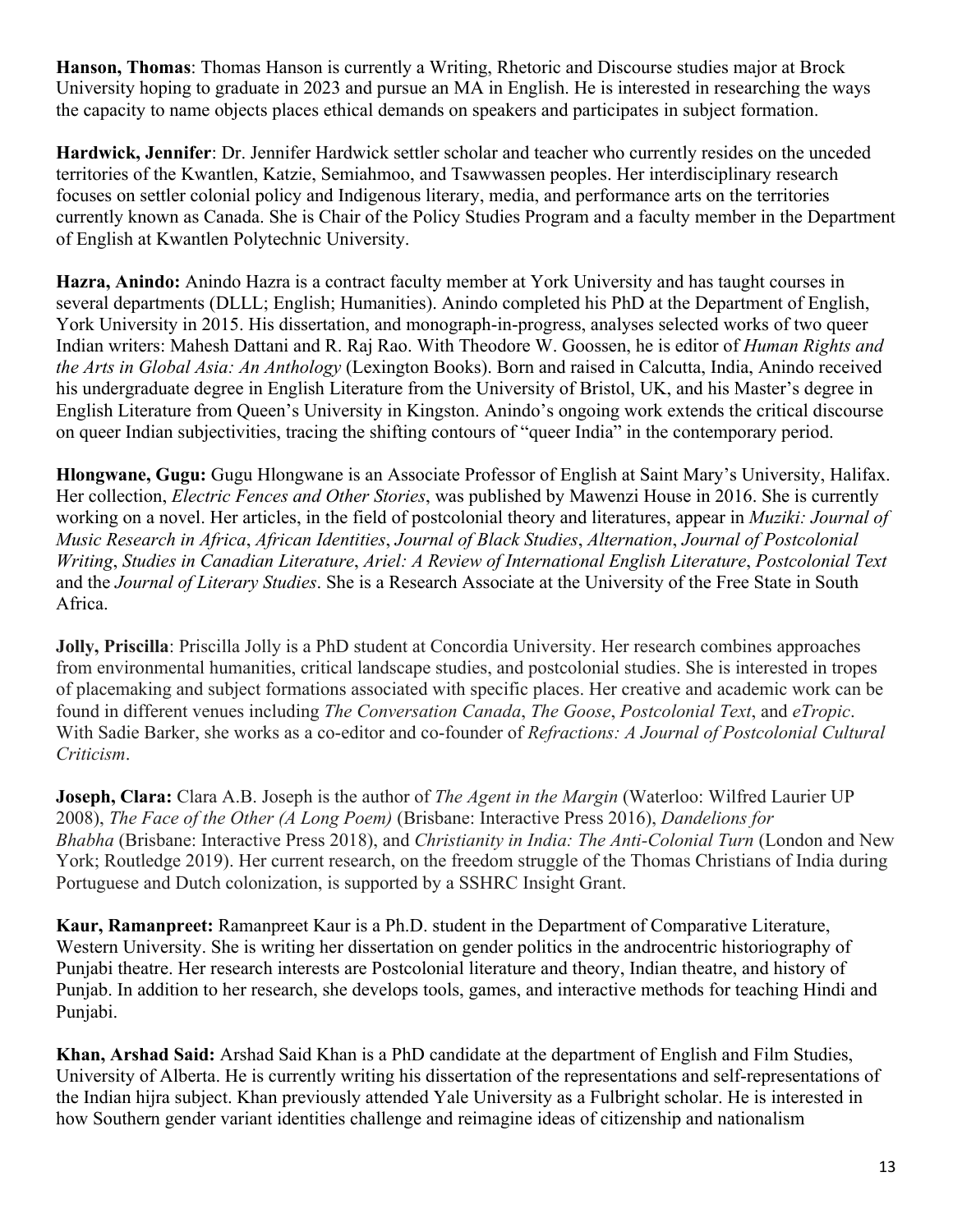**Hanson, Thomas**: Thomas Hanson is currently a Writing, Rhetoric and Discourse studies major at Brock University hoping to graduate in 2023 and pursue an MA in English. He is interested in researching the ways the capacity to name objects places ethical demands on speakers and participates in subject formation.

**Hardwick, Jennifer**: Dr. Jennifer Hardwick settler scholar and teacher who currently resides on the unceded territories of the Kwantlen, Katzie, Semiahmoo, and Tsawwassen peoples. Her interdisciplinary research focuses on settler colonial policy and Indigenous literary, media, and performance arts on the territories currently known as Canada. She is Chair of the Policy Studies Program and a faculty member in the Department of English at Kwantlen Polytechnic University.

**Hazra, Anindo:** Anindo Hazra is a contract faculty member at York University and has taught courses in several departments (DLLL; English; Humanities). Anindo completed his PhD at the Department of English, York University in 2015. His dissertation, and monograph-in-progress, analyses selected works of two queer Indian writers: Mahesh Dattani and R. Raj Rao. With Theodore W. Goossen, he is editor of *Human Rights and the Arts in Global Asia: An Anthology* (Lexington Books). Born and raised in Calcutta, India, Anindo received his undergraduate degree in English Literature from the University of Bristol, UK, and his Master's degree in English Literature from Queen's University in Kingston. Anindo's ongoing work extends the critical discourse on queer Indian subjectivities, tracing the shifting contours of "queer India" in the contemporary period.

**Hlongwane, Gugu:** Gugu Hlongwane is an Associate Professor of English at Saint Mary's University, Halifax. Her collection, *Electric Fences and Other Stories*, was published by Mawenzi House in 2016. She is currently working on a novel. Her articles, in the field of postcolonial theory and literatures, appear in *Muziki: Journal of Music Research in Africa*, *African Identities*, *Journal of Black Studies*, *Alternation*, *Journal of Postcolonial Writing*, *Studies in Canadian Literature*, *Ariel: A Review of International English Literature*, *Postcolonial Text* and the *Journal of Literary Studies*. She is a Research Associate at the University of the Free State in South Africa.

**Jolly, Priscilla**: Priscilla Jolly is a PhD student at Concordia University. Her research combines approaches from environmental humanities, critical landscape studies, and postcolonial studies. She is interested in tropes of placemaking and subject formations associated with specific places. Her creative and academic work can be found in different venues including *The Conversation Canada*, *The Goose*, *Postcolonial Text*, and *eTropic*. With Sadie Barker, she works as a co-editor and co-founder of *Refractions: A Journal of Postcolonial Cultural Criticism*.

**Joseph, Clara:** Clara A.B. Joseph is the author of *The Agent in the Margin* (Waterloo: Wilfred Laurier UP 2008), *The Face of the Other (A Long Poem)* (Brisbane: Interactive Press 2016), *Dandelions for Bhabha* (Brisbane: Interactive Press 2018), and *Christianity in India: The Anti-Colonial Turn* (London and New York; Routledge 2019). Her current research, on the freedom struggle of the Thomas Christians of India during Portuguese and Dutch colonization, is supported by a SSHRC Insight Grant.

**Kaur, Ramanpreet:** Ramanpreet Kaur is a Ph.D. student in the Department of Comparative Literature, Western University. She is writing her dissertation on gender politics in the androcentric historiography of Punjabi theatre. Her research interests are Postcolonial literature and theory, Indian theatre, and history of Punjab. In addition to her research, she develops tools, games, and interactive methods for teaching Hindi and Punjabi.

**Khan, Arshad Said:** Arshad Said Khan is a PhD candidate at the department of English and Film Studies, University of Alberta. He is currently writing his dissertation of the representations and self-representations of the Indian hijra subject. Khan previously attended Yale University as a Fulbright scholar. He is interested in how Southern gender variant identities challenge and reimagine ideas of citizenship and nationalism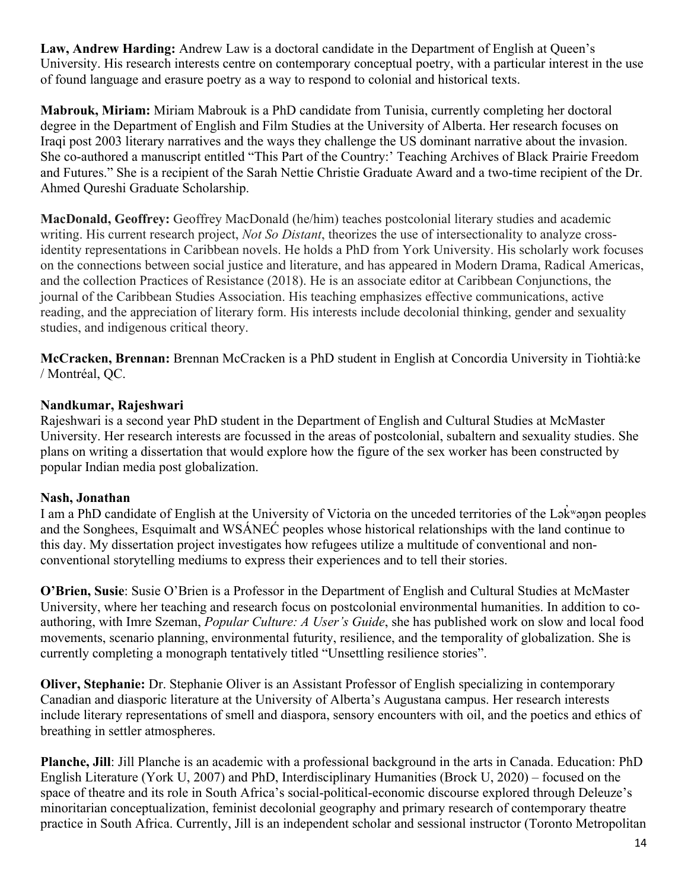**Law, Andrew Harding:** Andrew Law is a doctoral candidate in the Department of English at Queen's University. His research interests centre on contemporary conceptual poetry, with a particular interest in the use of found language and erasure poetry as a way to respond to colonial and historical texts.

**Mabrouk, Miriam:** Miriam Mabrouk is a PhD candidate from Tunisia, currently completing her doctoral degree in the Department of English and Film Studies at the University of Alberta. Her research focuses on Iraqi post 2003 literary narratives and the ways they challenge the US dominant narrative about the invasion. She co-authored a manuscript entitled "This Part of the Country:' Teaching Archives of Black Prairie Freedom and Futures." She is a recipient of the Sarah Nettie Christie Graduate Award and a two-time recipient of the Dr. Ahmed Qureshi Graduate Scholarship.

**MacDonald, Geoffrey:** Geoffrey MacDonald (he/him) teaches postcolonial literary studies and academic writing. His current research project, *Not So Distant*, theorizes the use of intersectionality to analyze cross-identity representations in Caribbean novels. He holds a PhD from York University. His scholarly work focuses on the connections between social justice and literature, and has appeared in Modern Drama, Radical Americas, and the collection Practices of Resistance (2018). He is an associate editor at Caribbean Conjunctions, the journal of the Caribbean Studies Association. His teaching emphasizes effective communications, active reading, and the appreciation of literary form. His interests include decolonial thinking, gender and sexuality studies, and indigenous critical theory.

**McCracken, Brennan:** Brennan McCracken is a PhD student in English at Concordia University in Tiohtià:ke / Montréal, QC.

**Nandkumar, Rajeshwari**

Rajeshwari is a second year PhD student in the Department of English and Cultural Studies at McMaster University. Her research interests are focussed in the areas of postcolonial, subaltern and sexuality studies. She plans on writing a dissertation that would explore how the figure of the sex worker has been constructed by popular Indian media post globalization.

**Nash, Jonathan**

I am a PhD candidate of English at the University of Victoria on the unceded territories of the Lək̓ʷəŋən peoples and the Songhees, Esquimalt and WSÁNEĆ peoples whose historical relationships with the land continue to this day. My dissertation project investigates how refugees utilize a multitude of conventional and non-conventional storytelling mediums to express their experiences and to tell their stories.

**O'Brien, Susie**: Susie O'Brien is a Professor in the Department of English and Cultural Studies at McMaster University, where her teaching and research focus on postcolonial environmental humanities. In addition to co-authoring, with Imre Szeman, *Popular Culture: A User's Guide*, she has published work on slow and local food movements, scenario planning, environmental futurity, resilience, and the temporality of globalization. She is currently completing a monograph tentatively titled "Unsettling resilience stories".

**Oliver, Stephanie:** Dr. Stephanie Oliver is an Assistant Professor of English specializing in contemporary Canadian and diasporic literature at the University of Alberta's Augustana campus. Her research interests include literary representations of smell and diaspora, sensory encounters with oil, and the poetics and ethics of breathing in settler atmospheres.

**Planche, Jill**: Jill Planche is an academic with a professional background in the arts in Canada. Education: PhD English Literature (York U, 2007) and PhD, Interdisciplinary Humanities (Brock U, 2020) – focused on the space of theatre and its role in South Africa's social-political-economic discourse explored through Deleuze's minoritarian conceptualization, feminist decolonial geography and primary research of contemporary theatre practice in South Africa. Currently, Jill is an independent scholar and sessional instructor (Toronto Metropolitan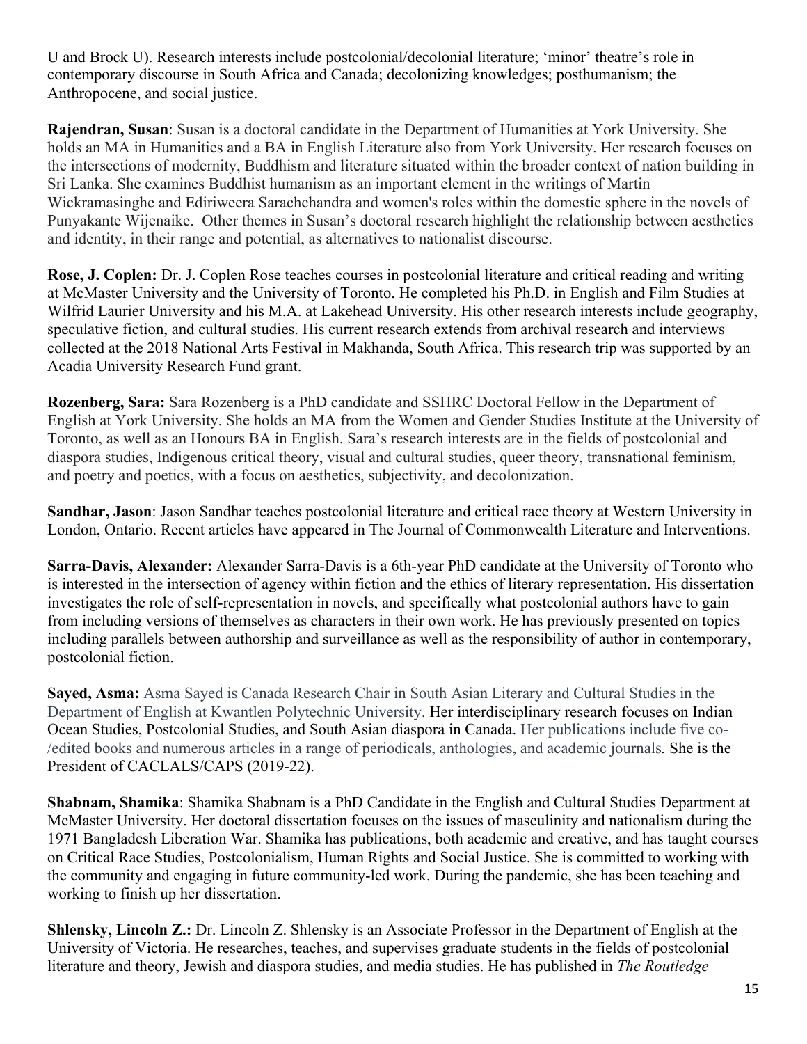U and Brock U). Research interests include postcolonial/decolonial literature; 'minor' theatre's role in contemporary discourse in South Africa and Canada; decolonizing knowledges; posthumanism; the Anthropocene, and social justice.

**Rajendran, Susan**: Susan is a doctoral candidate in the Department of Humanities at York University. She holds an MA in Humanities and a BA in English Literature also from York University. Her research focuses on the intersections of modernity, Buddhism and literature situated within the broader context of nation building in Sri Lanka. She examines Buddhist humanism as an important element in the writings of Martin Wickramasinghe and Ediriweera Sarachchandra and women's roles within the domestic sphere in the novels of Punyakante Wijenaike. Other themes in Susan's doctoral research highlight the relationship between aesthetics and identity, in their range and potential, as alternatives to nationalist discourse.

**Rose, J. Coplen:** Dr. J. Coplen Rose teaches courses in postcolonial literature and critical reading and writing at McMaster University and the University of Toronto. He completed his Ph.D. in English and Film Studies at Wilfrid Laurier University and his M.A. at Lakehead University. His other research interests include geography, speculative fiction, and cultural studies. His current research extends from archival research and interviews collected at the 2018 National Arts Festival in Makhanda, South Africa. This research trip was supported by an Acadia University Research Fund grant.

**Rozenberg, Sara:** Sara Rozenberg is a PhD candidate and SSHRC Doctoral Fellow in the Department of English at York University. She holds an MA from the Women and Gender Studies Institute at the University of Toronto, as well as an Honours BA in English. Sara's research interests are in the fields of postcolonial and diaspora studies, Indigenous critical theory, visual and cultural studies, queer theory, transnational feminism, and poetry and poetics, with a focus on aesthetics, subjectivity, and decolonization.

**Sandhar, Jason**: Jason Sandhar teaches postcolonial literature and critical race theory at Western University in London, Ontario. Recent articles have appeared in The Journal of Commonwealth Literature and Interventions.

**Sarra-Davis, Alexander:** Alexander Sarra-Davis is a 6th-year PhD candidate at the University of Toronto who is interested in the intersection of agency within fiction and the ethics of literary representation. His dissertation investigates the role of self-representation in novels, and specifically what postcolonial authors have to gain from including versions of themselves as characters in their own work. He has previously presented on topics including parallels between authorship and surveillance as well as the responsibility of author in contemporary, postcolonial fiction.

**Sayed, Asma:** Asma Sayed is Canada Research Chair in South Asian Literary and Cultural Studies in the Department of English at Kwantlen Polytechnic University. Her interdisciplinary research focuses on Indian Ocean Studies, Postcolonial Studies, and South Asian diaspora in Canada. Her publications include five co-/edited books and numerous articles in a range of periodicals, anthologies, and academic journals*.* She is the President of CACLALS/CAPS (2019-22).

**Shabnam, Shamika**: Shamika Shabnam is a PhD Candidate in the English and Cultural Studies Department at McMaster University. Her doctoral dissertation focuses on the issues of masculinity and nationalism during the 1971 Bangladesh Liberation War. Shamika has publications, both academic and creative, and has taught courses on Critical Race Studies, Postcolonialism, Human Rights and Social Justice. She is committed to working with the community and engaging in future community-led work. During the pandemic, she has been teaching and working to finish up her dissertation.

**Shlensky, Lincoln Z.:** Dr. Lincoln Z. Shlensky is an Associate Professor in the Department of English at the University of Victoria. He researches, teaches, and supervises graduate students in the fields of postcolonial literature and theory, Jewish and diaspora studies, and media studies. He has published in *The Routledge*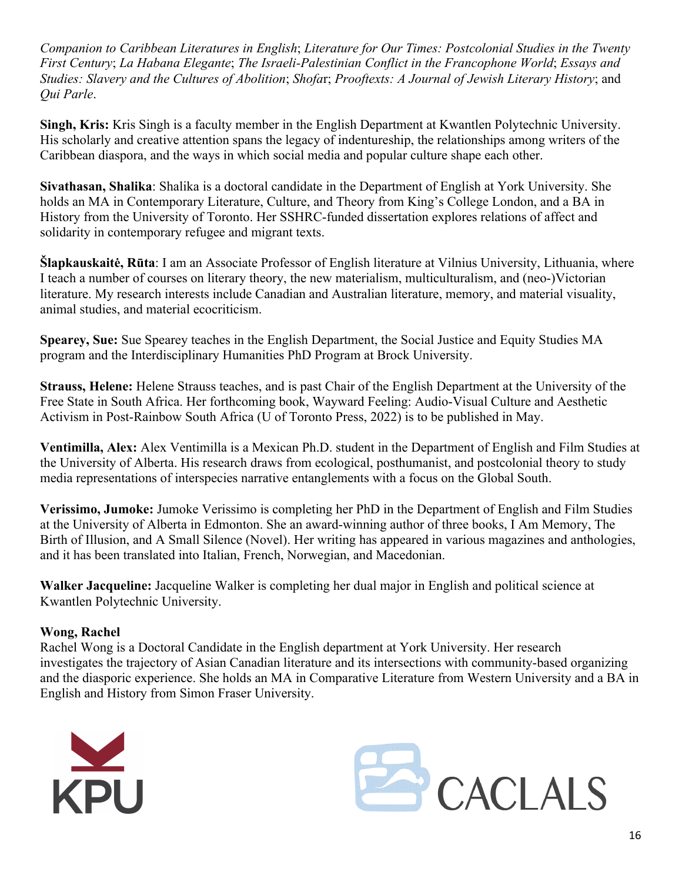*Companion to Caribbean Literatures in English*; *Literature for Our Times: Postcolonial Studies in the Twenty First Century*; *La Habana Elegante*; *The Israeli-Palestinian Conflict in the Francophone World*; *Essays and Studies: Slavery and the Cultures of Abolition*; *Shofa*r; *Prooftexts: A Journal of Jewish Literary History*; and *Qui Parle*.

**Singh, Kris:** Kris Singh is a faculty member in the English Department at Kwantlen Polytechnic University. His scholarly and creative attention spans the legacy of indentureship, the relationships among writers of the Caribbean diaspora, and the ways in which social media and popular culture shape each other.

**Sivathasan, Shalika**: Shalika is a doctoral candidate in the Department of English at York University. She holds an MA in Contemporary Literature, Culture, and Theory from King's College London, and a BA in History from the University of Toronto. Her SSHRC-funded dissertation explores relations of affect and solidarity in contemporary refugee and migrant texts.

**Šlapkauskaitė, Rūta**: I am an Associate Professor of English literature at Vilnius University, Lithuania, where I teach a number of courses on literary theory, the new materialism, multiculturalism, and (neo-)Victorian literature. My research interests include Canadian and Australian literature, memory, and material visuality, animal studies, and material ecocriticism.

**Spearey, Sue:** Sue Spearey teaches in the English Department, the Social Justice and Equity Studies MA program and the Interdisciplinary Humanities PhD Program at Brock University.

**Strauss, Helene:** Helene Strauss teaches, and is past Chair of the English Department at the University of the Free State in South Africa. Her forthcoming book, Wayward Feeling: Audio-Visual Culture and Aesthetic Activism in Post-Rainbow South Africa (U of Toronto Press, 2022) is to be published in May.

**Ventimilla, Alex:** Alex Ventimilla is a Mexican Ph.D. student in the Department of English and Film Studies at the University of Alberta. His research draws from ecological, posthumanist, and postcolonial theory to study media representations of interspecies narrative entanglements with a focus on the Global South.

**Verissimo, Jumoke:** Jumoke Verissimo is completing her PhD in the Department of English and Film Studies at the University of Alberta in Edmonton. She an award-winning author of three books, I Am Memory, The Birth of Illusion, and A Small Silence (Novel). Her writing has appeared in various magazines and anthologies, and it has been translated into Italian, French, Norwegian, and Macedonian.

**Walker Jacqueline:** Jacqueline Walker is completing her dual major in English and political science at Kwantlen Polytechnic University.

**Wong, Rachel**
Rachel Wong is a Doctoral Candidate in the English department at York University. Her research investigates the trajectory of Asian Canadian literature and its intersections with community-based organizing and the diasporic experience. She holds an MA in Comparative Literature from Western University and a BA in English and History from Simon Fraser University.

KPU

CACLALS